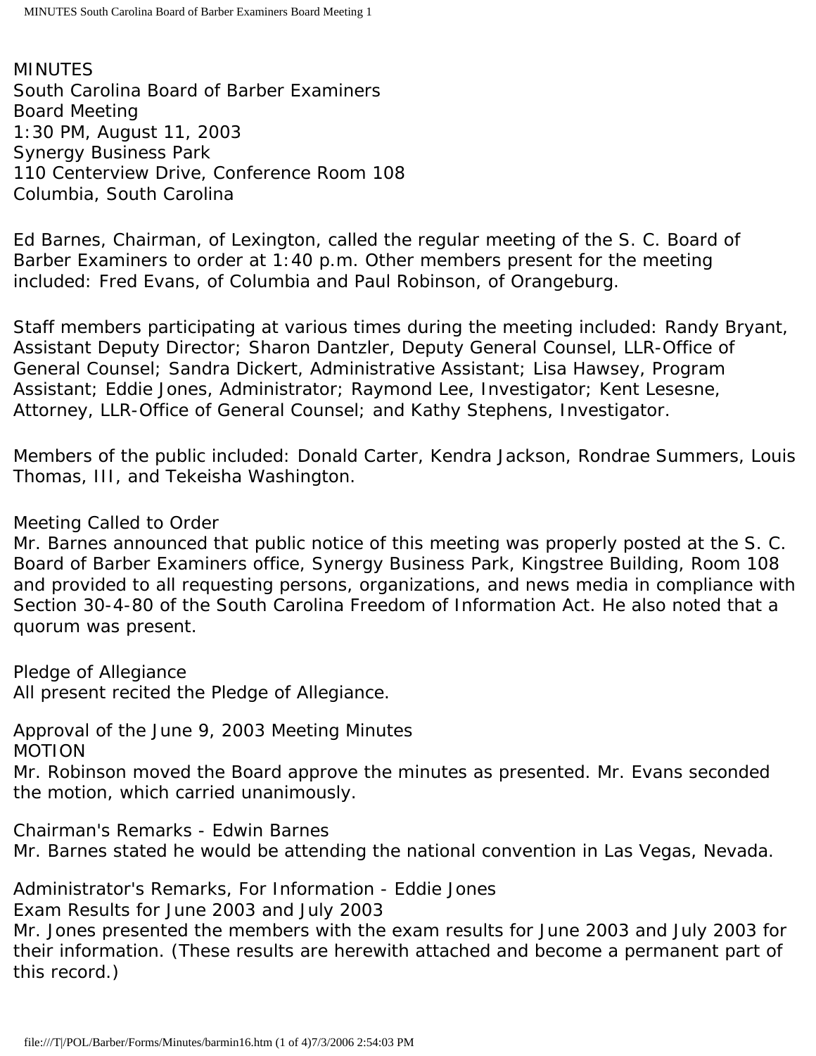MINUTES
South Carolina Board of Barber Examiners
Board Meeting
1:30 PM, August 11, 2003
Synergy Business Park
110 Centerview Drive, Conference Room 108
Columbia, South Carolina

Ed Barnes, Chairman, of Lexington, called the regular meeting of the S. C. Board of Barber Examiners to order at 1:40 p.m. Other members present for the meeting included: Fred Evans, of Columbia and Paul Robinson, of Orangeburg.

Staff members participating at various times during the meeting included: Randy Bryant, Assistant Deputy Director; Sharon Dantzler, Deputy General Counsel, LLR-Office of General Counsel; Sandra Dickert, Administrative Assistant; Lisa Hawsey, Program Assistant; Eddie Jones, Administrator; Raymond Lee, Investigator; Kent Lesesne, Attorney, LLR-Office of General Counsel; and Kathy Stephens, Investigator.

Members of the public included: Donald Carter, Kendra Jackson, Rondrae Summers, Louis Thomas, III, and Tekeisha Washington.

Meeting Called to Order
Mr. Barnes announced that public notice of this meeting was properly posted at the S. C. Board of Barber Examiners office, Synergy Business Park, Kingstree Building, Room 108 and provided to all requesting persons, organizations, and news media in compliance with Section 30-4-80 of the South Carolina Freedom of Information Act. He also noted that a quorum was present.

Pledge of Allegiance
All present recited the Pledge of Allegiance.

Approval of the June 9, 2003 Meeting Minutes
MOTION
Mr. Robinson moved the Board approve the minutes as presented. Mr. Evans seconded the motion, which carried unanimously.

Chairman's Remarks - Edwin Barnes
Mr. Barnes stated he would be attending the national convention in Las Vegas, Nevada.

Administrator's Remarks, For Information - Eddie Jones
Exam Results for June 2003 and July 2003
Mr. Jones presented the members with the exam results for June 2003 and July 2003 for their information. (These results are herewith attached and become a permanent part of this record.)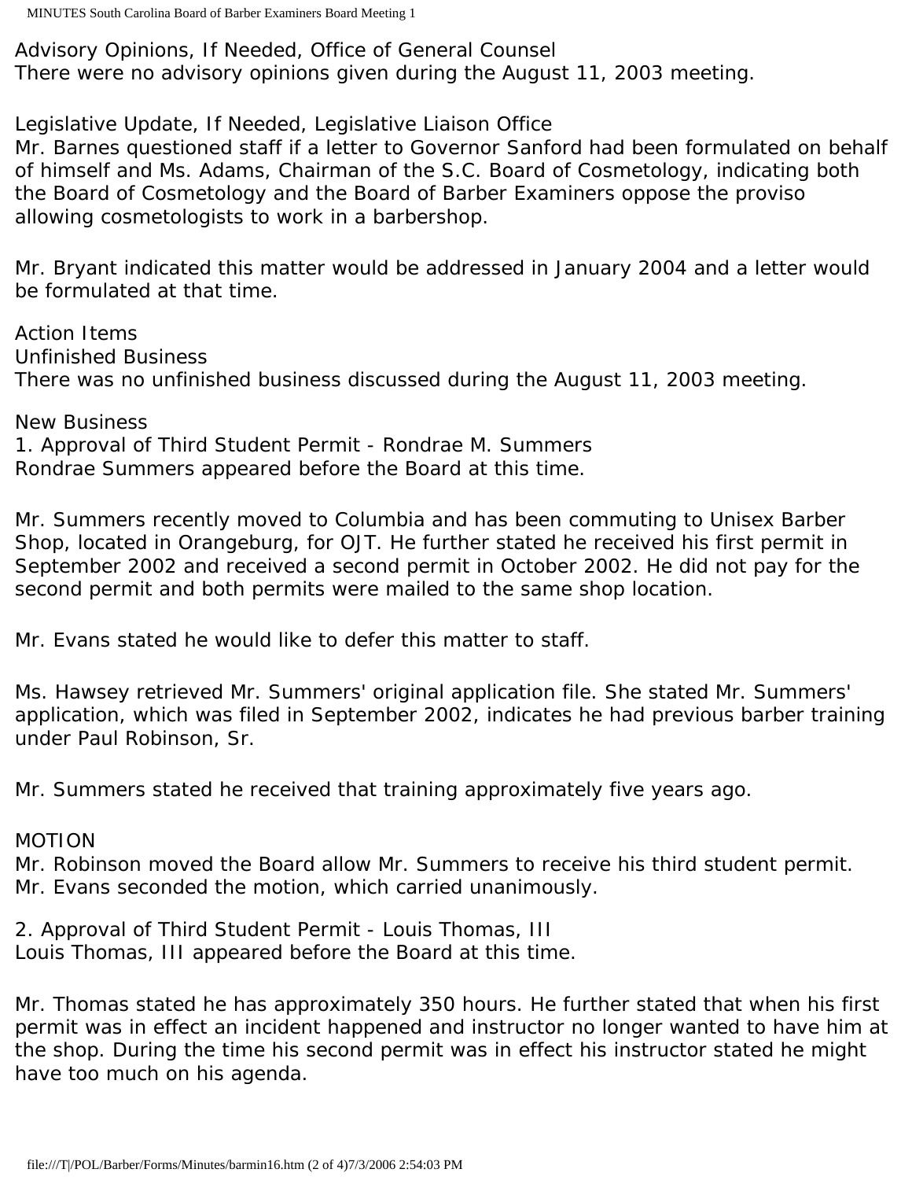Advisory Opinions, If Needed, Office of General Counsel
There were no advisory opinions given during the August 11, 2003 meeting.

Legislative Update, If Needed, Legislative Liaison Office
Mr. Barnes questioned staff if a letter to Governor Sanford had been formulated on behalf of himself and Ms. Adams, Chairman of the S.C. Board of Cosmetology, indicating both the Board of Cosmetology and the Board of Barber Examiners oppose the proviso allowing cosmetologists to work in a barbershop.

Mr. Bryant indicated this matter would be addressed in January 2004 and a letter would be formulated at that time.

Action Items
Unfinished Business
There was no unfinished business discussed during the August 11, 2003 meeting.

New Business
1. Approval of Third Student Permit - Rondrae M. Summers
Rondrae Summers appeared before the Board at this time.

Mr. Summers recently moved to Columbia and has been commuting to Unisex Barber Shop, located in Orangeburg, for OJT. He further stated he received his first permit in September 2002 and received a second permit in October 2002. He did not pay for the second permit and both permits were mailed to the same shop location.

Mr. Evans stated he would like to defer this matter to staff.

Ms. Hawsey retrieved Mr. Summers' original application file. She stated Mr. Summers' application, which was filed in September 2002, indicates he had previous barber training under Paul Robinson, Sr.

Mr. Summers stated he received that training approximately five years ago.

MOTION
Mr. Robinson moved the Board allow Mr. Summers to receive his third student permit. Mr. Evans seconded the motion, which carried unanimously.

2. Approval of Third Student Permit - Louis Thomas, III
Louis Thomas, III appeared before the Board at this time.

Mr. Thomas stated he has approximately 350 hours. He further stated that when his first permit was in effect an incident happened and instructor no longer wanted to have him at the shop. During the time his second permit was in effect his instructor stated he might have too much on his agenda.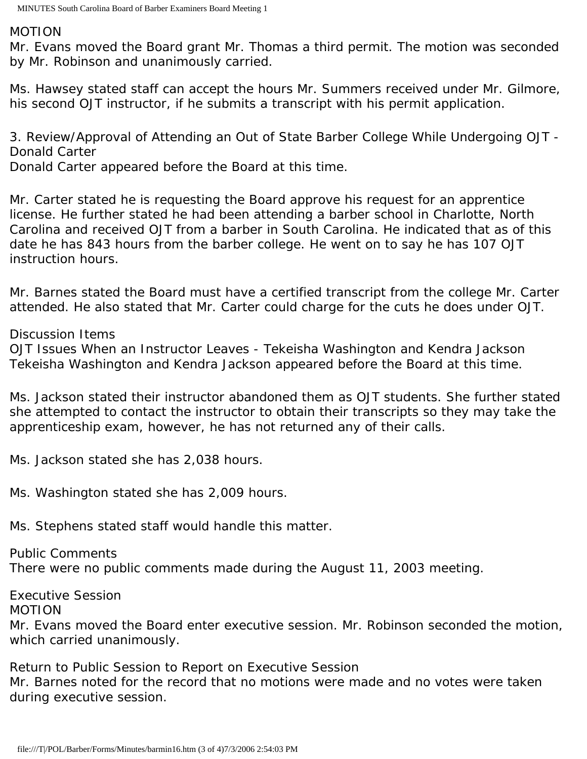MOTION

Mr. Evans moved the Board grant Mr. Thomas a third permit. The motion was seconded by Mr. Robinson and unanimously carried.

Ms. Hawsey stated staff can accept the hours Mr. Summers received under Mr. Gilmore, his second OJT instructor, if he submits a transcript with his permit application.

3. Review/Approval of Attending an Out of State Barber College While Undergoing OJT - Donald Carter

Donald Carter appeared before the Board at this time.

Mr. Carter stated he is requesting the Board approve his request for an apprentice license. He further stated he had been attending a barber school in Charlotte, North Carolina and received OJT from a barber in South Carolina. He indicated that as of this date he has 843 hours from the barber college. He went on to say he has 107 OJT instruction hours.

Mr. Barnes stated the Board must have a certified transcript from the college Mr. Carter attended. He also stated that Mr. Carter could charge for the cuts he does under OJT.

Discussion Items

OJT Issues When an Instructor Leaves - Tekeisha Washington and Kendra Jackson

Tekeisha Washington and Kendra Jackson appeared before the Board at this time.

Ms. Jackson stated their instructor abandoned them as OJT students. She further stated she attempted to contact the instructor to obtain their transcripts so they may take the apprenticeship exam, however, he has not returned any of their calls.

Ms. Jackson stated she has 2,038 hours.

Ms. Washington stated she has 2,009 hours.

Ms. Stephens stated staff would handle this matter.

Public Comments

There were no public comments made during the August 11, 2003 meeting.

Executive Session

MOTION

Mr. Evans moved the Board enter executive session. Mr. Robinson seconded the motion, which carried unanimously.

Return to Public Session to Report on Executive Session

Mr. Barnes noted for the record that no motions were made and no votes were taken during executive session.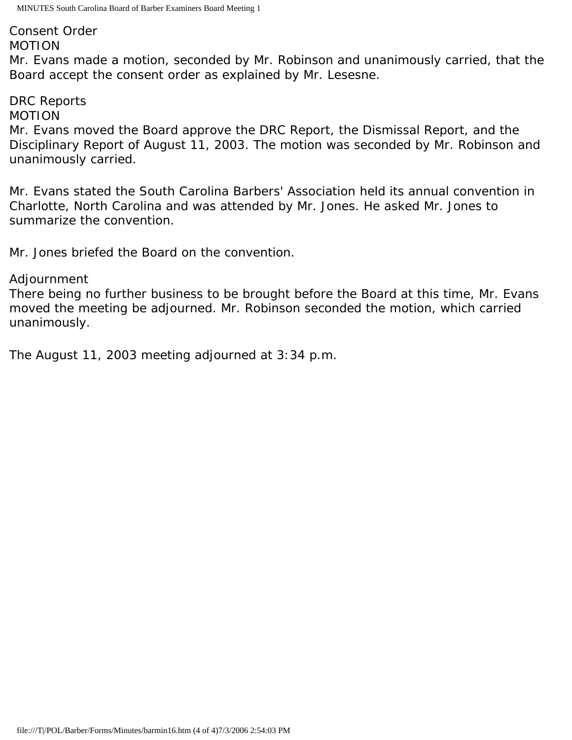Consent Order
MOTION
Mr. Evans made a motion, seconded by Mr. Robinson and unanimously carried, that the Board accept the consent order as explained by Mr. Lesesne.

DRC Reports
MOTION
Mr. Evans moved the Board approve the DRC Report, the Dismissal Report, and the Disciplinary Report of August 11, 2003. The motion was seconded by Mr. Robinson and unanimously carried.

Mr. Evans stated the South Carolina Barbers' Association held its annual convention in Charlotte, North Carolina and was attended by Mr. Jones. He asked Mr. Jones to summarize the convention.

Mr. Jones briefed the Board on the convention.

Adjournment
There being no further business to be brought before the Board at this time, Mr. Evans moved the meeting be adjourned. Mr. Robinson seconded the motion, which carried unanimously.

The August 11, 2003 meeting adjourned at 3:34 p.m.